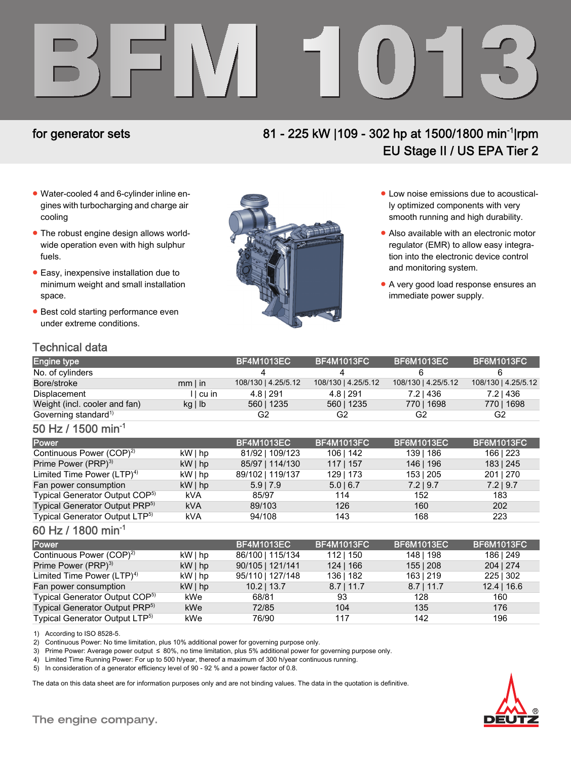# BFM 1013

## for generator sets

**81 - 225 kW |109 - 302 hp at 1500/1800 min$^{-1}$|rpm**
**EU Stage II / US EPA Tier 2**

- Water-cooled 4 and 6-cylinder inline engines with turbocharging and charge air cooling
- The robust engine design allows world-wide operation even with high sulphur fuels.
- Easy, inexpensive installation due to minimum weight and small installation space.
- Best cold starting performance even under extreme conditions.
- Low noise emissions due to acoustically optimized components with very smooth running and high durability.
- Also available with an electronic motor regulator (EMR) to allow easy integration into the electronic device control and monitoring system.
- A very good load response ensures an immediate power supply.

## Technical data

| Engine type | | BF4M1013EC | BF4M1013FC | BF6M1013EC | BF6M1013FC |
|---|---|---|---|---|---|
| No. of cylinders | | 4 | 4 | 6 | 6 |
| Bore/stroke | mm \| in | 108/130 \| 4.25/5.12 | 108/130 \| 4.25/5.12 | 108/130 \| 4.25/5.12 | 108/130 \| 4.25/5.12 |
| Displacement | l \| cu in | 4.8 \| 291 | 4.8 \| 291 | 7.2 \| 436 | 7.2 \| 436 |
| Weight (incl. cooler and fan) | kg \| lb | 560 \| 1235 | 560 \| 1235 | 770 \| 1698 | 770 \| 1698 |
| Governing standard[1] | | G2 | G2 | G2 | G2 |

### 50 Hz / 1500 min$^{-1}$

| Power | | BF4M1013EC | BF4M1013FC | BF6M1013EC | BF6M1013FC |
|---|---|---|---|---|---|
| Continuous Power (COP)[2] | kW \| hp | 81/92 \| 109/123 | 106 \| 142 | 139 \| 186 | 166 \| 223 |
| Prime Power (PRP)[3] | kW \| hp | 85/97 \| 114/130 | 117 \| 157 | 146 \| 196 | 183 \| 245 |
| Limited Time Power (LTP)[4] | kW \| hp | 89/102 \| 119/137 | 129 \| 173 | 153 \| 205 | 201 \| 270 |
| Fan power consumption | kW \| hp | 5.9 \| 7.9 | 5.0 \| 6.7 | 7.2 \| 9.7 | 7.2 \| 9.7 |
| Typical Generator Output COP[5] | kVA | 85/97 | 114 | 152 | 183 |
| Typical Generator Output PRP[5] | kVA | 89/103 | 126 | 160 | 202 |
| Typical Generator Output LTP[5] | kVA | 94/108 | 143 | 168 | 223 |

### 60 Hz / 1800 min$^{-1}$

| Power | | BF4M1013EC | BF4M1013FC | BF6M1013EC | BF6M1013FC |
|---|---|---|---|---|---|
| Continuous Power (COP)[2] | kW \| hp | 86/100 \| 115/134 | 112 \| 150 | 148 \| 198 | 186 \| 249 |
| Prime Power (PRP)[3] | kW \| hp | 90/105 \| 121/141 | 124 \| 166 | 155 \| 208 | 204 \| 274 |
| Limited Time Power (LTP)[4] | kW \| hp | 95/110 \| 127/148 | 136 \| 182 | 163 \| 219 | 225 \| 302 |
| Fan power consumption | kW \| hp | 10.2 \| 13.7 | 8.7 \| 11.7 | 8.7 \| 11.7 | 12.4 \| 16.6 |
| Typical Generator Output COP[5] | kWe | 68/81 | 93 | 128 | 160 |
| Typical Generator Output PRP[5] | kWe | 72/85 | 104 | 135 | 176 |
| Typical Generator Output LTP[5] | kWe | 76/90 | 117 | 142 | 196 |

1) According to ISO 8528-5.
2) Continuous Power: No time limitation, plus 10% additional power for governing purpose only.
3) Prime Power: Average power output ≤ 80%, no time limitation, plus 5% additional power for governing purpose only.
4) Limited Time Running Power: For up to 500 h/year, thereof a maximum of 300 h/year continuous running.
5) In consideration of a generator efficiency level of 90 - 92 % and a power factor of 0.8.

The data on this data sheet are for information purposes only and are not binding values. The data in the quotation is definitive.

The engine company.

DEUTZ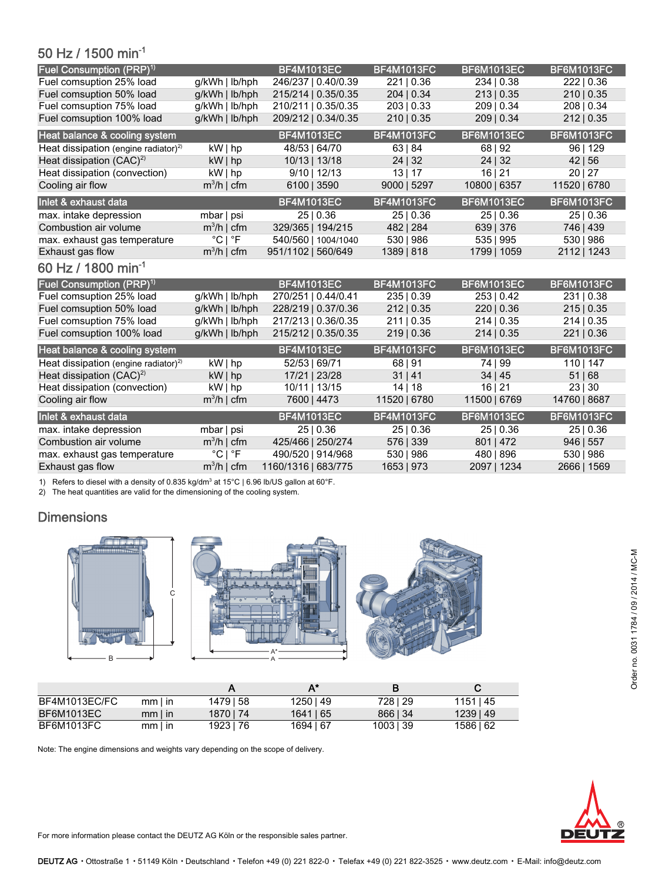## 50 Hz / 1500 min$^{-1}$

| Fuel Consumption (PRP)[1] | | BF4M1013EC | BF4M1013FC | BF6M1013EC | BF6M1013FC |
|---|---|---|---|---|---|
| Fuel comsuption 25% load | g/kWh \| lb/hph | 246/237 \| 0.40/0.39 | 221 \| 0.36 | 234 \| 0.38 | 222 \| 0.36 |
| Fuel comsuption 50% load | g/kWh \| lb/hph | 215/214 \| 0.35/0.35 | 204 \| 0.34 | 213 \| 0.35 | 210 \| 0.35 |
| Fuel comsuption 75% load | g/kWh \| lb/hph | 210/211 \| 0.35/0.35 | 203 \| 0.33 | 209 \| 0.34 | 208 \| 0.34 |
| Fuel comsuption 100% load | g/kWh \| lb/hph | 209/212 \| 0.34/0.35 | 210 \| 0.35 | 209 \| 0.34 | 212 \| 0.35 |

| Heat balance & cooling system | | BF4M1013EC | BF4M1013FC | BF6M1013EC | BF6M1013FC |
|---|---|---|---|---|---|
| Heat dissipation (engine radiator)[2] | kW \| hp | 48/53 \| 64/70 | 63 \| 84 | 68 \| 92 | 96 \| 129 |
| Heat dissipation (CAC)[2] | kW \| hp | 10/13 \| 13/18 | 24 \| 32 | 24 \| 32 | 42 \| 56 |
| Heat dissipation (convection) | kW \| hp | 9/10 \| 12/13 | 13 \| 17 | 16 \| 21 | 20 \| 27 |
| Cooling air flow | $m^3/h$ \| cfm | 6100 \| 3590 | 9000 \| 5297 | 10800 \| 6357 | 11520 \| 6780 |

| Inlet & exhaust data | | BF4M1013EC | BF4M1013FC | BF6M1013EC | BF6M1013FC |
|---|---|---|---|---|---|
| max. intake depression | mbar \| psi | 25 \| 0.36 | 25 \| 0.36 | 25 \| 0.36 | 25 \| 0.36 |
| Combustion air volume | $m^3/h$ \| cfm | 329/365 \| 194/215 | 482 \| 284 | 639 \| 376 | 746 \| 439 |
| max. exhaust gas temperature | °C \| °F | 540/560 \| 1004/1040 | 530 \| 986 | 535 \| 995 | 530 \| 986 |
| Exhaust gas flow | $m^3/h$ \| cfm | 951/1102 \| 560/649 | 1389 \| 818 | 1799 \| 1059 | 2112 \| 1243 |

## 60 Hz / 1800 min$^{-1}$

| Fuel Consumption (PRP)[1] | | BF4M1013EC | BF4M1013FC | BF6M1013EC | BF6M1013FC |
|---|---|---|---|---|---|
| Fuel comsuption 25% load | g/kWh \| lb/hph | 270/251 \| 0.44/0.41 | 235 \| 0.39 | 253 \| 0.42 | 231 \| 0.38 |
| Fuel comsuption 50% load | g/kWh \| lb/hph | 228/219 \| 0.37/0.36 | 212 \| 0.35 | 220 \| 0.36 | 215 \| 0.35 |
| Fuel comsuption 75% load | g/kWh \| lb/hph | 217/213 \| 0.36/0.35 | 211 \| 0.35 | 214 \| 0.35 | 214 \| 0.35 |
| Fuel comsuption 100% load | g/kWh \| lb/hph | 215/212 \| 0.35/0.35 | 219 \| 0.36 | 214 \| 0.35 | 221 \| 0.36 |

| Heat balance & cooling system | | BF4M1013EC | BF4M1013FC | BF6M1013EC | BF6M1013FC |
|---|---|---|---|---|---|
| Heat dissipation (engine radiator)[2] | kW \| hp | 52/53 \| 69/71 | 68 \| 91 | 74 \| 99 | 110 \| 147 |
| Heat dissipation (CAC)[2] | kW \| hp | 17/21 \| 23/28 | 31 \| 41 | 34 \| 45 | 51 \| 68 |
| Heat dissipation (convection) | kW \| hp | 10/11 \| 13/15 | 14 \| 18 | 16 \| 21 | 23 \| 30 |
| Cooling air flow | $m^3/h$ \| cfm | 7600 \| 4473 | 11520 \| 6780 | 11500 \| 6769 | 14760 \| 8687 |

| Inlet & exhaust data | | BF4M1013EC | BF4M1013FC | BF6M1013EC | BF6M1013FC |
|---|---|---|---|---|---|
| max. intake depression | mbar \| psi | 25 \| 0.36 | 25 \| 0.36 | 25 \| 0.36 | 25 \| 0.36 |
| Combustion air volume | $m^3/h$ \| cfm | 425/466 \| 250/274 | 576 \| 339 | 801 \| 472 | 946 \| 557 |
| max. exhaust gas temperature | °C \| °F | 490/520 \| 914/968 | 530 \| 986 | 480 \| 896 | 530 \| 986 |
| Exhaust gas flow | $m^3/h$ \| cfm | 1160/1316 \| 683/775 | 1653 \| 973 | 2097 \| 1234 | 2666 \| 1569 |

1) Refers to diesel with a density of 0.835 kg/dm$^3$ at 15°C | 6.96 lb/US gallon at 60°F.
2) The heat quantities are valid for the dimensioning of the cooling system.

## Dimensions

C

B

A*

A

| | | A | A* | B | C |
|---|---|---|---|---|---|
| BF4M1013EC/FC | mm \| in | 1479 \| 58 | 1250 \| 49 | 728 \| 29 | 1151 \| 45 |
| BF6M1013EC | mm \| in | 1870 \| 74 | 1641 \| 65 | 866 \| 34 | 1239 \| 49 |
| BF6M1013FC | mm \| in | 1923 \| 76 | 1694 \| 67 | 1003 \| 39 | 1586 \| 62 |

Note: The engine dimensions and weights vary depending on the scope of delivery.

Order no. 0031 1784 / 09 / 2014 / MC-M

For more information please contact the DEUTZ AG Köln or the responsible sales partner.

DEUTZ

**DEUTZ AG** • Ottostraße 1 • 51149 Köln • Deutschland • Telefon +49 (0) 221 822-0 • Telefax +49 (0) 221 822-3525 • www.deutz.com • E-Mail: info@deutz.com